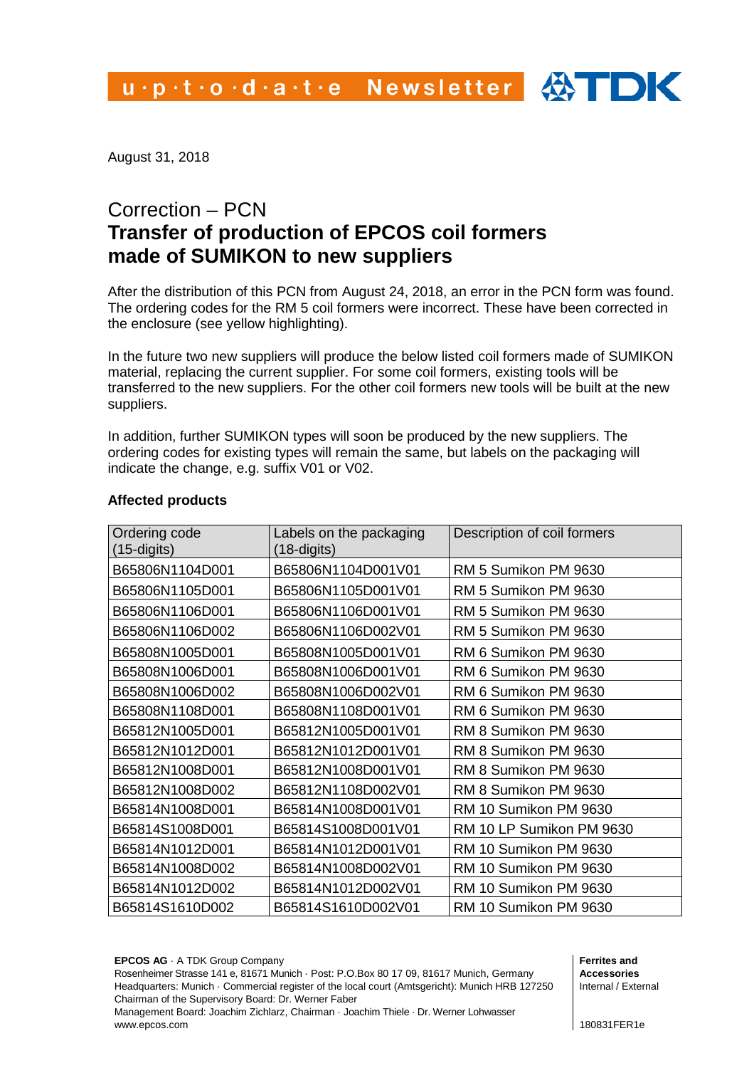u·p·t·o·d·a·t·e Newsletter

August 31, 2018

# Correction – PCN
# **Transfer of production of EPCOS coil formers made of SUMIKON to new suppliers**

After the distribution of this PCN from August 24, 2018, an error in the PCN form was found. The ordering codes for the RM 5 coil formers were incorrect. These have been corrected in the enclosure (see yellow highlighting).

In the future two new suppliers will produce the below listed coil formers made of SUMIKON material, replacing the current supplier. For some coil formers, existing tools will be transferred to the new suppliers. For the other coil formers new tools will be built at the new suppliers.

In addition, further SUMIKON types will soon be produced by the new suppliers. The ordering codes for existing types will remain the same, but labels on the packaging will indicate the change, e.g. suffix V01 or V02.

**Affected products**

| Ordering code (15-digits) | Labels on the packaging (18-digits) | Description of coil formers |
|---|---|---|
| B65806N1104D001 | B65806N1104D001V01 | RM 5 Sumikon PM 9630 |
| B65806N1105D001 | B65806N1105D001V01 | RM 5 Sumikon PM 9630 |
| B65806N1106D001 | B65806N1106D001V01 | RM 5 Sumikon PM 9630 |
| B65806N1106D002 | B65806N1106D002V01 | RM 5 Sumikon PM 9630 |
| B65808N1005D001 | B65808N1005D001V01 | RM 6 Sumikon PM 9630 |
| B65808N1006D001 | B65808N1006D001V01 | RM 6 Sumikon PM 9630 |
| B65808N1006D002 | B65808N1006D002V01 | RM 6 Sumikon PM 9630 |
| B65808N1108D001 | B65808N1108D001V01 | RM 6 Sumikon PM 9630 |
| B65812N1005D001 | B65812N1005D001V01 | RM 8 Sumikon PM 9630 |
| B65812N1012D001 | B65812N1012D001V01 | RM 8 Sumikon PM 9630 |
| B65812N1008D001 | B65812N1008D001V01 | RM 8 Sumikon PM 9630 |
| B65812N1008D002 | B65812N1108D002V01 | RM 8 Sumikon PM 9630 |
| B65814N1008D001 | B65814N1008D001V01 | RM 10 Sumikon PM 9630 |
| B65814S1008D001 | B65814S1008D001V01 | RM 10 LP Sumikon PM 9630 |
| B65814N1012D001 | B65814N1012D001V01 | RM 10 Sumikon PM 9630 |
| B65814N1008D002 | B65814N1008D002V01 | RM 10 Sumikon PM 9630 |
| B65814N1012D002 | B65814N1012D002V01 | RM 10 Sumikon PM 9630 |
| B65814S1610D002 | B65814S1610D002V01 | RM 10 Sumikon PM 9630 |

**EPCOS AG** · A TDK Group Company
Rosenheimer Strasse 141 e, 81671 Munich · Post: P.O.Box 80 17 09, 81617 Munich, Germany
Headquarters: Munich · Commercial register of the local court (Amtsgericht): Munich HRB 127250
Chairman of the Supervisory Board: Dr. Werner Faber
Management Board: Joachim Zichlarz, Chairman · Joachim Thiele · Dr. Werner Lohwasser
www.epcos.com

**Ferrites and Accessories**
Internal / External

180831FER1e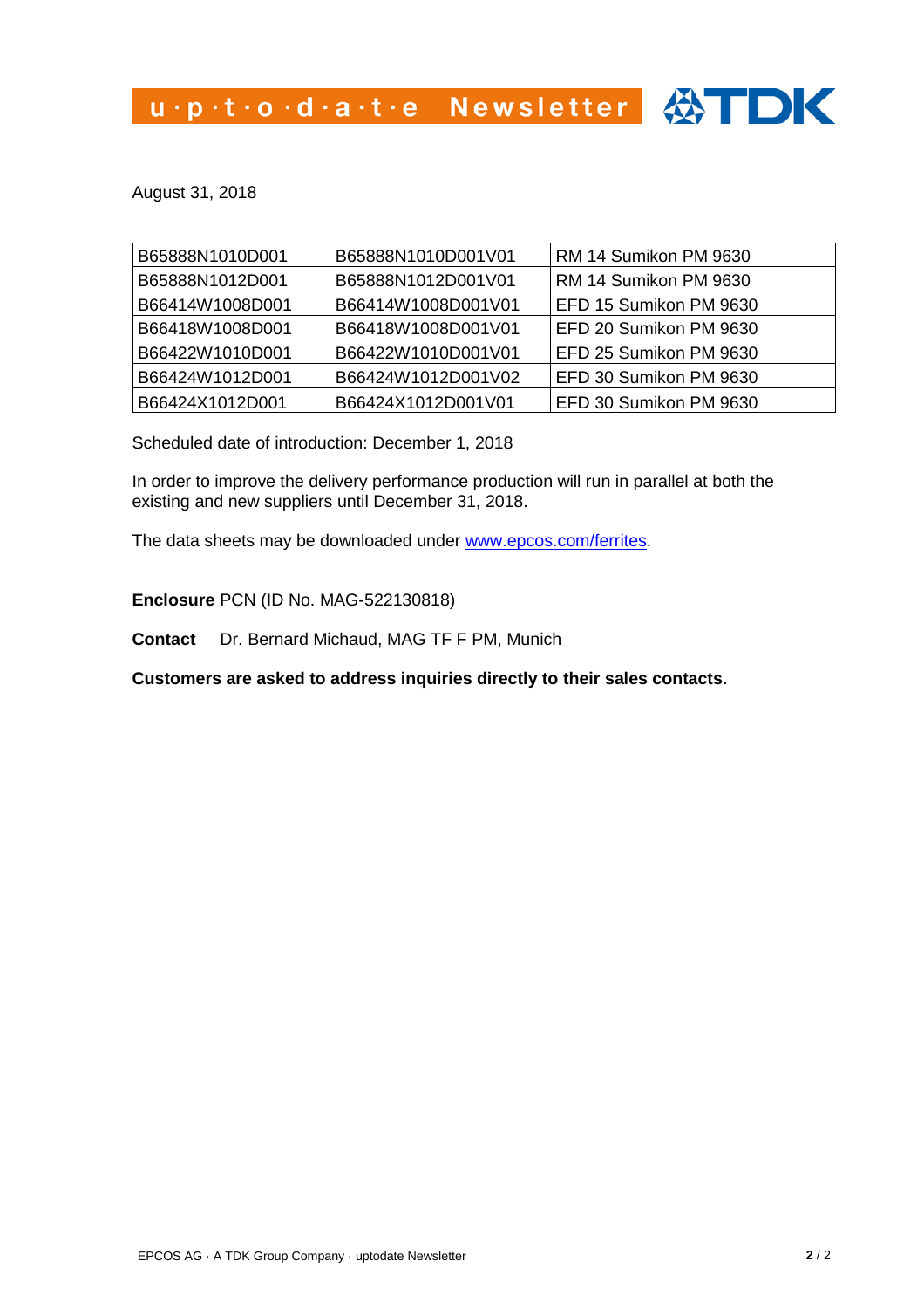August 31, 2018

| | | |
|---|---|---|
| B65888N1010D001 | B65888N1010D001V01 | RM 14 Sumikon PM 9630 |
| B65888N1012D001 | B65888N1012D001V01 | RM 14 Sumikon PM 9630 |
| B66414W1008D001 | B66414W1008D001V01 | EFD 15 Sumikon PM 9630 |
| B66418W1008D001 | B66418W1008D001V01 | EFD 20 Sumikon PM 9630 |
| B66422W1010D001 | B66422W1010D001V01 | EFD 25 Sumikon PM 9630 |
| B66424W1012D001 | B66424W1012D001V02 | EFD 30 Sumikon PM 9630 |
| B66424X1012D001 | B66424X1012D001V01 | EFD 30 Sumikon PM 9630 |

Scheduled date of introduction: December 1, 2018

In order to improve the delivery performance production will run in parallel at both the existing and new suppliers until December 31, 2018.

The data sheets may be downloaded under www.epcos.com/ferrites.

**Enclosure** PCN (ID No. MAG-522130818)

**Contact** Dr. Bernard Michaud, MAG TF F PM, Munich

**Customers are asked to address inquiries directly to their sales contacts.**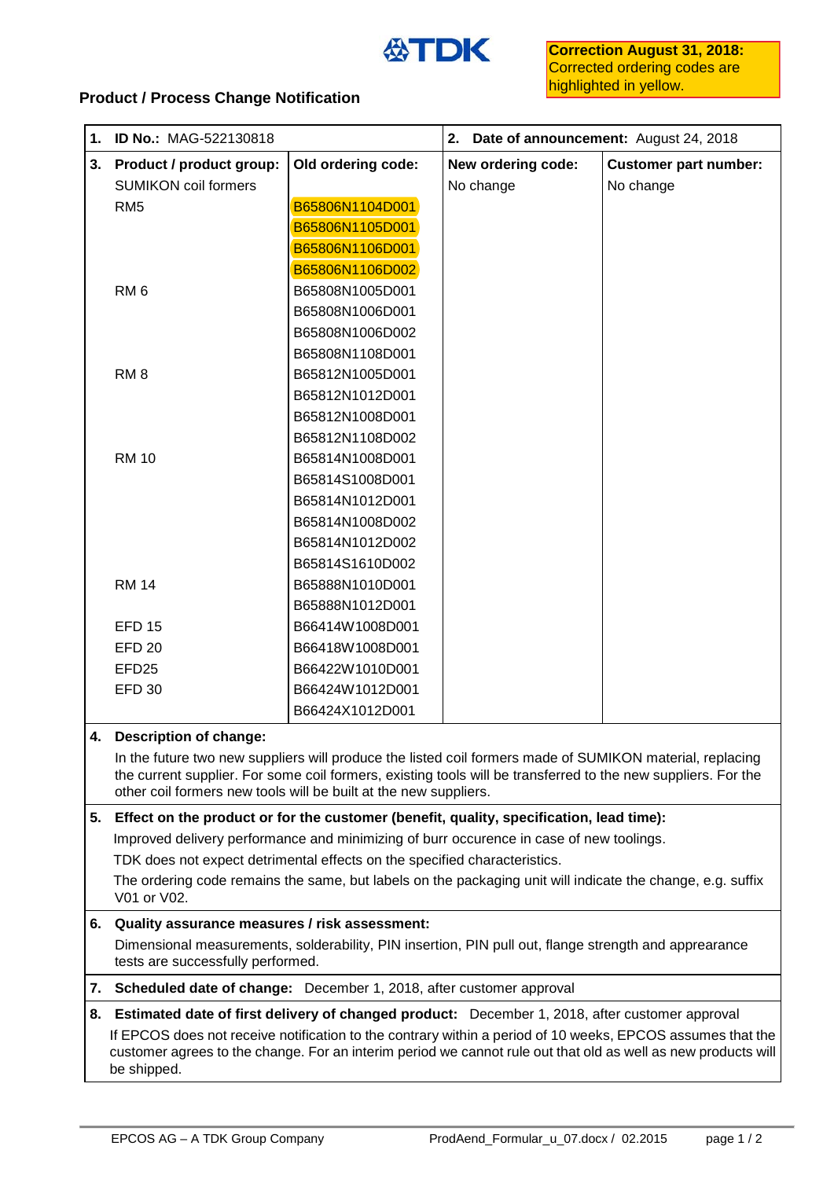**Correction August 31, 2018:**
Corrected ordering codes are highlighted in yellow.

## Product / Process Change Notification

| **1. ID No.:** MAG-522130818 | | **2. Date of announcement:** August 24, 2018 | |
|---|---|---|---|
| **3. Product / product group:** | **Old ordering code:** | **New ordering code:** | **Customer part number:** |
| SUMIKON coil formers | | No change | No change |
| RM5 | B65806N1104D001 | | |
| | B65806N1105D001 | | |
| | B65806N1106D001 | | |
| | B65806N1106D002 | | |
| RM 6 | B65808N1005D001 | | |
| | B65808N1006D001 | | |
| | B65808N1006D002 | | |
| | B65808N1108D001 | | |
| RM 8 | B65812N1005D001 | | |
| | B65812N1012D001 | | |
| | B65812N1008D001 | | |
| | B65812N1108D002 | | |
| RM 10 | B65814N1008D001 | | |
| | B65814S1008D001 | | |
| | B65814N1012D001 | | |
| | B65814N1008D002 | | |
| | B65814N1012D002 | | |
| | B65814S1610D002 | | |
| RM 14 | B65888N1010D001 | | |
| | B65888N1012D001 | | |
| EFD 15 | B66414W1008D001 | | |
| EFD 20 | B66418W1008D001 | | |
| EFD25 | B66422W1010D001 | | |
| EFD 30 | B66424W1012D001 | | |
| | B66424X1012D001 | | |

**4. Description of change:**

In the future two new suppliers will produce the listed coil formers made of SUMIKON material, replacing the current supplier. For some coil formers, existing tools will be transferred to the new suppliers. For the other coil formers new tools will be built at the new suppliers.

**5. Effect on the product or for the customer (benefit, quality, specification, lead time):**

Improved delivery performance and minimizing of burr occurence in case of new toolings.

TDK does not expect detrimental effects on the specified characteristics.

The ordering code remains the same, but labels on the packaging unit will indicate the change, e.g. suffix V01 or V02.

**6. Quality assurance measures / risk assessment:**

Dimensional measurements, solderability, PIN insertion, PIN pull out, flange strength and appearance tests are successfully performed.

**7. Scheduled date of change:** December 1, 2018, after customer approval

**8. Estimated date of first delivery of changed product:** December 1, 2018, after customer approval

If EPCOS does not receive notification to the contrary within a period of 10 weeks, EPCOS assumes that the customer agrees to the change. For an interim period we cannot rule out that old as well as new products will be shipped.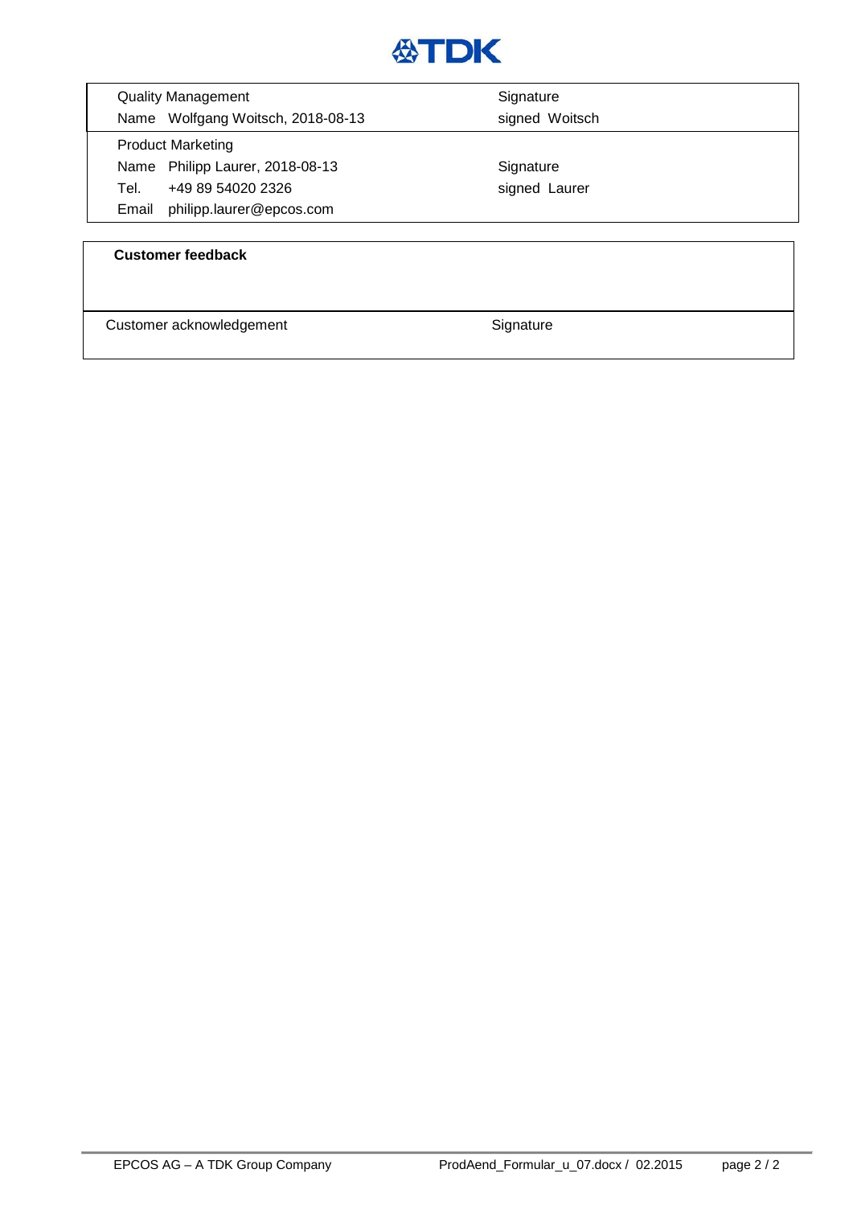| | |
|---|---|
| Quality Management | Signature |
| Name Wolfgang Woitsch, 2018-08-13 | signed Woitsch |
| Product Marketing | |
| Name Philipp Laurer, 2018-08-13 | Signature |
| Tel. +49 89 54020 2326 | signed Laurer |
| Email philipp.laurer@epcos.com | |

| | |
|---|---|
| **Customer feedback** | |
| Customer acknowledgement | Signature |